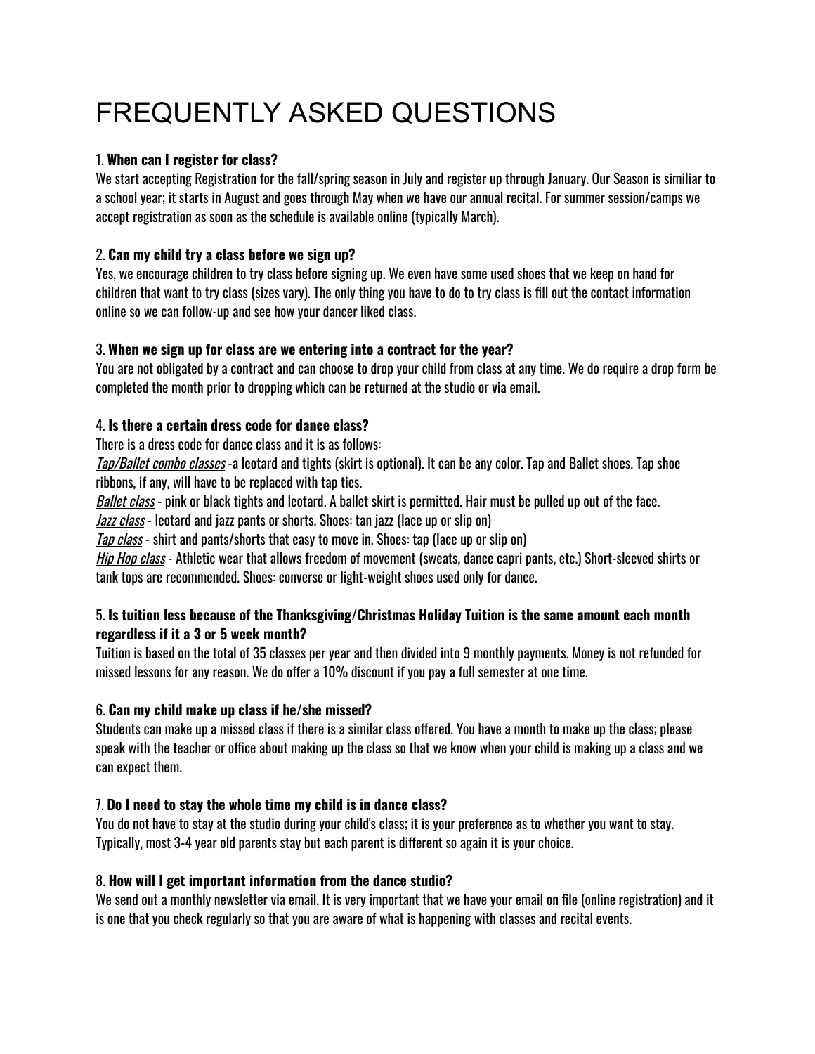# FREQUENTLY ASKED QUESTIONS

1. **When can I register for class?**
We start accepting Registration for the fall/spring season in July and register up through January. Our Season is similiar to a school year; it starts in August and goes through May when we have our annual recital. For summer session/camps we accept registration as soon as the schedule is available online (typically March).

2. **Can my child try a class before we sign up?**
Yes, we encourage children to try class before signing up. We even have some used shoes that we keep on hand for children that want to try class (sizes vary). The only thing you have to do to try class is fill out the contact information online so we can follow-up and see how your dancer liked class.

3. **When we sign up for class are we entering into a contract for the year?**
You are not obligated by a contract and can choose to drop your child from class at any time. We do require a drop form be completed the month prior to dropping which can be returned at the studio or via email.

4. **Is there a certain dress code for dance class?**
There is a dress code for dance class and it is as follows:
*Tap/Ballet combo classes* -a leotard and tights (skirt is optional). It can be any color. Tap and Ballet shoes. Tap shoe ribbons, if any, will have to be replaced with tap ties.
*Ballet class* - pink or black tights and leotard. A ballet skirt is permitted. Hair must be pulled up out of the face.
*Jazz class* - leotard and jazz pants or shorts. Shoes: tan jazz (lace up or slip on)
*Tap class* - shirt and pants/shorts that easy to move in. Shoes: tap (lace up or slip on)
*Hip Hop class* - Athletic wear that allows freedom of movement (sweats, dance capri pants, etc.) Short-sleeved shirts or tank tops are recommended. Shoes: converse or light-weight shoes used only for dance.

5. **Is tuition less because of the Thanksgiving/Christmas Holiday Tuition is the same amount each month regardless if it a 3 or 5 week month?**
Tuition is based on the total of 35 classes per year and then divided into 9 monthly payments. Money is not refunded for missed lessons for any reason. We do offer a 10% discount if you pay a full semester at one time.

6. **Can my child make up class if he/she missed?**
Students can make up a missed class if there is a similar class offered. You have a month to make up the class; please speak with the teacher or office about making up the class so that we know when your child is making up a class and we can expect them.

7. **Do I need to stay the whole time my child is in dance class?**
You do not have to stay at the studio during your child's class; it is your preference as to whether you want to stay. Typically, most 3-4 year old parents stay but each parent is different so again it is your choice.

8. **How will I get important information from the dance studio?**
We send out a monthly newsletter via email. It is very important that we have your email on file (online registration) and it is one that you check regularly so that you are aware of what is happening with classes and recital events.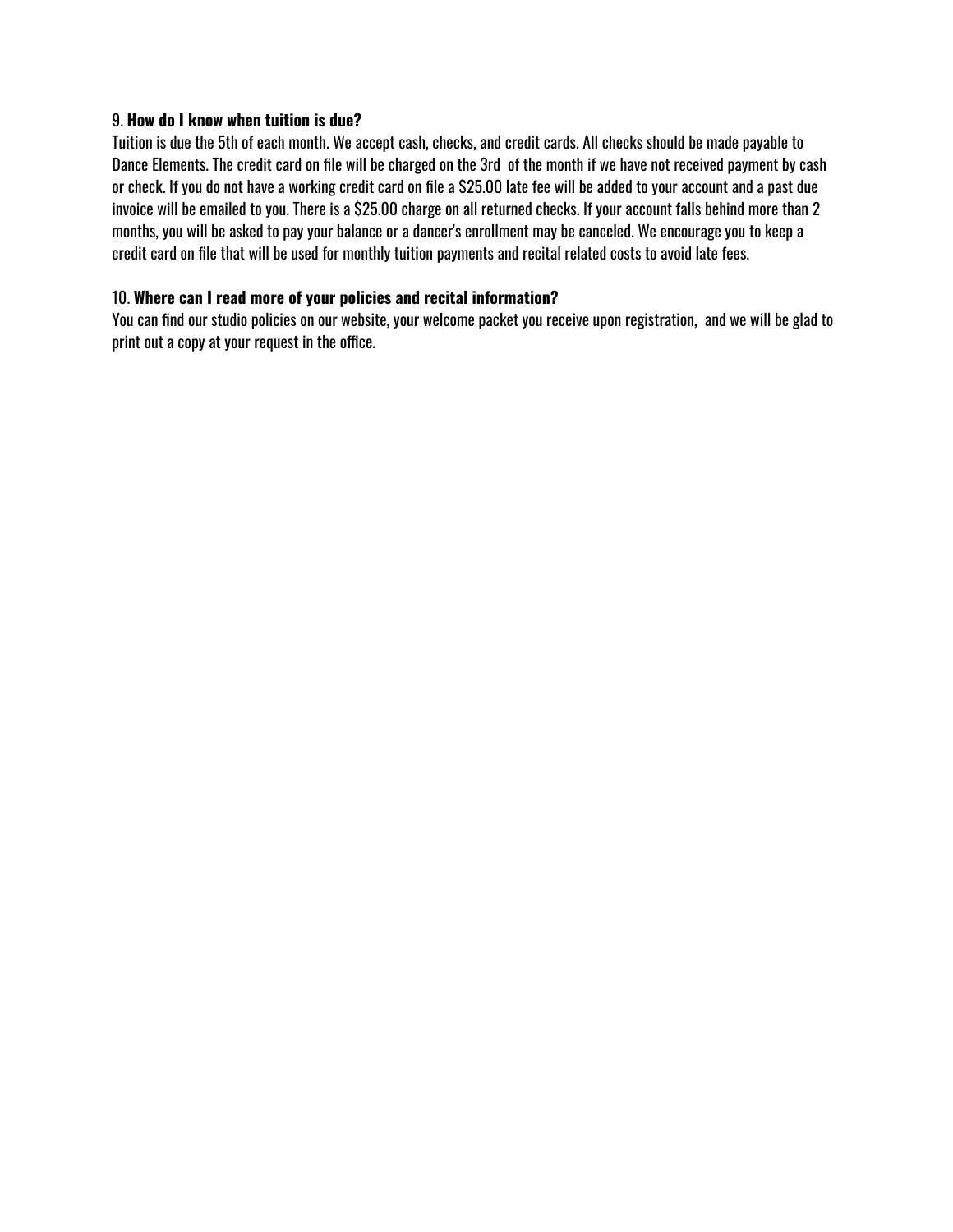9. **How do I know when tuition is due?**

Tuition is due the 5th of each month. We accept cash, checks, and credit cards. All checks should be made payable to Dance Elements. The credit card on file will be charged on the 3rd of the month if we have not received payment by cash or check. If you do not have a working credit card on file a $25.00 late fee will be added to your account and a past due invoice will be emailed to you. There is a $25.00 charge on all returned checks. If your account falls behind more than 2 months, you will be asked to pay your balance or a dancer's enrollment may be canceled. We encourage you to keep a credit card on file that will be used for monthly tuition payments and recital related costs to avoid late fees.

10. **Where can I read more of your policies and recital information?**

You can find our studio policies on our website, your welcome packet you receive upon registration, and we will be glad to print out a copy at your request in the office.